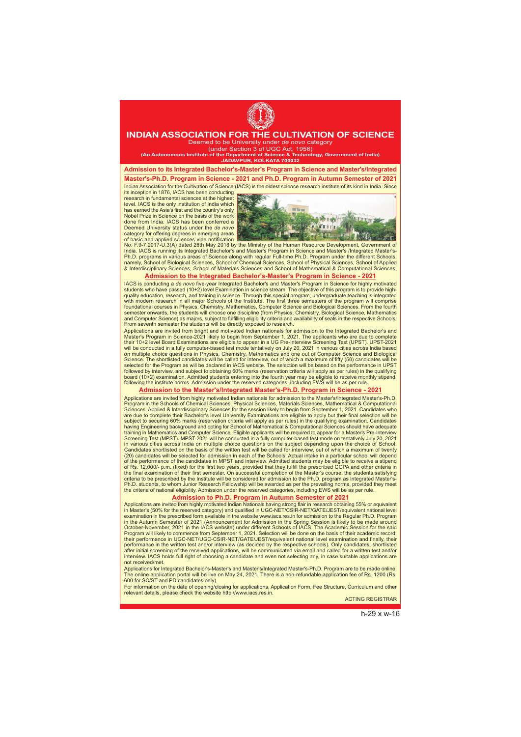# INDIAN ASSOCIATION FOR THE CULTIVATION OF SCIENCE

Deemed to be University under *de novo* category

(under Section 3 of UGC Act, 1956)

**(An Autonomous Institute of the Department of Science & Technology, Government of India)**

**JADAVPUR, KOLKATA 700032**

## Admission to its Integrated Bachelor's-Master's Program in Science and Master's/Integrated Master's-Ph.D. Program in Science - 2021 and Ph.D. Program in Autumn Semester of 2021

Indian Association for the Cultivation of Science (IACS) is the oldest science research institute of its kind in India. Since its inception in 1876, IACS has been conducting research in fundamental sciences at the highest level. IACS is the only institution of India which has earned the Asia's first and the country's only Nobel Prize in Science on the basis of the work done from India. IACS has been conferred a Deemed University status under the *de novo* category for offering degrees in emerging areas of basic and applied sciences vide notification No. F.9-7.2017-U.3(A) dated 26th May 2018 by the Ministry of the Human Resource Development, Government of India. IACS is running its Integrated Bachelor's and Master's Program in Science and Master's /Integrated Master's-Ph.D. programs in various areas of Science along with regular Full-time Ph.D. Program under the different Schools, namely, School of Biological Sciences, School of Chemical Sciences, School of Physical Sciences, School of Applied & Interdisciplinary Sciences, School of Materials Sciences and School of Mathematical & Computational Sciences.

### Admission to the Integrated Bachelor's-Master's Program in Science - 2021

IACS is conducting a *de novo* five-year Integrated Bachelor's and Master's Program in Science for highly motivated students who have passed (10+2) level Examination in science stream. The objective of this program is to provide high-quality education, research, and training in science. Through this special program, undergraduate teaching is integrated with modern research in all major Schools of the Institute. The first three semesters of the program will comprise foundational courses in Physics, Chemistry, Mathematics, Computer Science and Biological Sciences. From the fourth semester onwards, the students will choose one discipline (from Physics, Chemistry, Biological Science, Mathematics and Computer Science) as majors, subject to fulfilling eligibility criteria and availability of seats in the respective Schools. From seventh semester the students will be directly exposed to research.

Applications are invited from bright and motivated Indian nationals for admission to the Integrated Bachelor's and Master's Program in Science-2021 likely to begin from September 1, 2021. The applicants who are due to complete their 10+2 level Board Examinations are eligible to appear in a UG Pre-Interview Screening Test (UPST). UPST-2021 will be conducted in a fully computer-based test mode tentatively on July 20, 2021 in various cities across India based on multiple choice questions in Physics, Chemistry, Mathematics and one out of Computer Science and Biological Science. The shortlisted candidates will be called for interview, out of which a maximum of fifty (50) candidates will be selected for the Program as will be declared in IACS website. The selection will be based on the performance in UPST followed by interview, and subject to obtaining 60% marks (reservation criteria will apply as per rules) in the qualifying board (10+2) examination. Admitted students entering into the fourth year may be eligible to receive monthly stipend, following the institute norms. Admission under the reserved categories, including EWS will be as per rule.

### Admission to the Master's/Integrated Master's-Ph.D. Program in Science - 2021

Applications are invited from highly motivated Indian nationals for admission to the Master's/Integrated Master's-Ph.D. Program in the Schools of Chemical Sciences, Physical Sciences, Materials Sciences, Mathematical & Computational Sciences, Applied & Interdisciplinary Sciences for the session likely to begin from September 1, 2021. Candidates who are due to complete their Bachelor's level University Examinations are eligible to apply but their final selection will be subject to securing 60% marks (reservation criteria will apply as per rules) in the qualifying examination. Candidates having Engineering background and opting for School of Mathematical & Computational Sciences should have adequate training in Mathematics and Computer Science. Eligible applicants will be required to appear for a Master's Pre-Interview Screening Test (MPST). MPST-2021 will be conducted in a fully computer-based test mode on tentatively July 20, 2021 in various cities across India on multiple choice questions on the subject depending upon the choice of School. Candidates shortlisted on the basis of the written test will be called for interview, out of which a maximum of twenty (20) candidates will be selected for admission in each of the Schools. Actual intake in a particular school will depend of the performance of the candidates in MPST and interview. Admitted students may be eligible to receive a stipend of Rs. 12,000/- p.m. (fixed) for the first two years, provided that they fulfill the prescribed CGPA and other criteria in the final examination of their first semester. On successful completion of the Master's course, the students satisfying criteria to be prescribed by the Institute will be considered for admission to the Ph.D. program as Integrated Master's-Ph.D. students, to whom Junior Research Fellowship will be awarded as per the prevailing norms, provided they meet the criteria of national eligibility. Admission under the reserved categories, including EWS will be as per rule.

### Admission to Ph.D. Program in Autumn Semester of 2021

Applications are invited from highly motivated Indian Nationals having strong flair in research obtaining 55% or equivalent in Master's (50% for the reserved category) and qualified in UGC-NET/CSIR-NET/GATE/JEST/equivalent national level examination in the prescribed form available in the website www.iacs.res.in for admission to the Regular Ph.D. Program in the Autumn Semester of 2021 (Announcement for Admission in the Spring Session is likely to be made around October-November, 2021 in the IACS website) under different Schools of IACS. The Academic Session for the said Program will likely to commence from September 1, 2021. Selection will be done on the basis of their academic record, their performance in UGC-NET/UGC-CSIR-NET/GATE/JEST/equivalent national level examination and finally, their performance in the written test and/or interview (as decided by the respective schools). Only candidates, shortlisted after initial screening of the received applications, will be communicated via email and called for a written test and/or interview. IACS holds full right of choosing a candidate and even not selecting any, in case suitable applications are not received/met.

Applications for Integrated Bachelor's-Master's and Master's/Integrated Master's-Ph.D. Program are to be made online. The online application portal will be live on May 24, 2021. There is a non-refundable application fee of Rs. 1200 (Rs. 600 for SC/ST and PD candidates only).

For information on the date of opening/closing for applications, Application Form, Fee Structure, Curriculum and other relevant details, please check the website http://www.iacs.res.in.

ACTING REGISTRAR

h-29 x w-16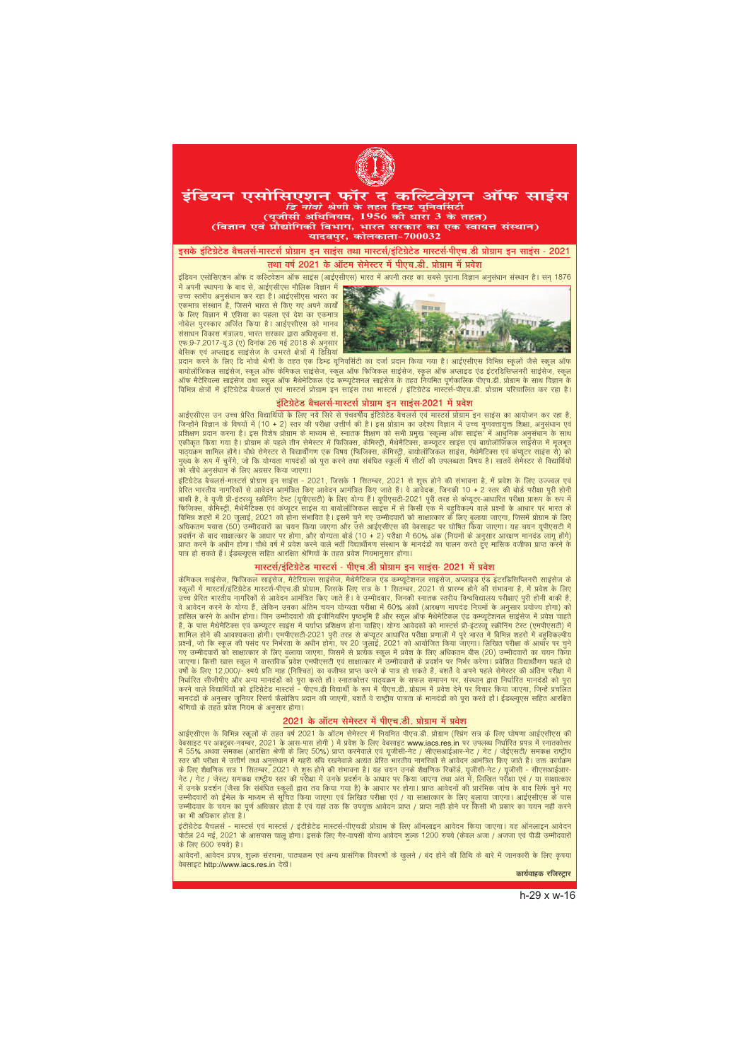# इंडियन एसोसिएशन फॉर द कल्टिवेशन ऑफ साइंस

***डि नोवो* श्रेणी के तहत डिम्ड यूनिवर्सिटी**

**(यूजीसी अधिनियम, 1956 की धारा 3 के तहत)**

**(विज्ञान एवं प्रौद्योगिकी विभाग, भारत सरकार का एक स्वायत्त संस्थान)**

**यादवपुर, कोलकाता-700032**

## इसके इंटिग्रेटेड बैचलर्स-मास्टर्स प्रोग्राम इन साइंस तथा मास्टर्स/इंटिग्रेटेड मास्टर्स-पीएच.डी प्रोग्राम इन साइंस - 2021 तथा वर्ष 2021 के ऑटम सेमेस्टर में पीएच.डी. प्रोग्राम में प्रवेश

इंडियन एसोसिएशन ऑफ द कल्टिवेशन ऑफ साइंस (आईएसीएस) भारत में अपनी तरह का सबसे पुराना विज्ञान अनुसंधान संस्थान है। सन् 1876 में अपनी स्थापना के बाद से, आईएसीएस मौलिक विज्ञान में उच्च स्तरीय अनुसंधान कर रहा है। आईएसीएस भारत का एकमात्र संस्थान है, जिसने भारत से किए गए अपने कार्यों के लिए विज्ञान में एशिया का पहला एवं देश का एकमात्र नोबेल पुरस्कार अर्जित किया है। आईएसीएस को मानव संसाधन विकास मंत्रालय, भारत सरकार द्वारा अधिसूचना सं. एफ.9-7.2017-यू.3 (ए) दिनांक 26 मई 2018 के अनुसार बेसिक एवं अप्लाइड साइंसेज के उभरते क्षेत्रों में डिग्रियां प्रदान करने के लिए डि नोवो श्रेणी के तहत एक डिम्ड यूनिवर्सिटी का दर्जा प्रदान किया गया है। आईएसीएस विभिन्न स्कूलों जैसे स्कूल ऑफ बायोलॉजिकल साइंसेज, स्कूल ऑफ केमिकल साइंसेज, स्कूल ऑफ फिजिकल साइंसेज, स्कूल ऑफ अप्लाइड एंड इंटरडिसिप्लिनरी साइंसेज, स्कूल ऑफ मैटेरियल्स साइंसेज तथा स्कूल ऑफ मैथेमैटिकल एंड कम्प्यूटेशनल साइंसेज के तहत नियमित पूर्णकालिक पीएच.डी. प्रोग्राम के साथ विज्ञान के विभिन्न क्षेत्रों में इंटिग्रेटेड बैचलर्स एवं मास्टर्स प्रोग्राम इन साइंस तथा मास्टर्स / इंटिग्रेटेड मास्टर्स-पीएच.डी. प्रोग्राम परिचालित कर रहा है।

### इंटिग्रेटेड बैचलर्स-मास्टर्स प्रोग्राम इन साइंस-2021 में प्रवेश

आईएसीएस उन उच्च प्रेरित विद्यार्थियों के लिए नये सिरे से पंचवर्षीय इंटिग्रेटेड बैचलर्स एवं मास्टर्स प्रोग्राम इन साइंस का आयोजन कर रहा है, जिन्होंने विज्ञान के विषयों में (10 + 2) स्तर की परीक्षा उत्तीर्ण की है। इस प्रोग्राम का उद्देश्य विज्ञान में उच्च गुणवत्तायुक्त शिक्षा, अनुसंधान एवं प्रशिक्षण प्रदान करना है। इस विशेष प्रोग्राम के माध्यम से, स्नातक शिक्षण को सभी प्रमुख 'स्कूल्स ऑफ साइंस' में आधुनिक अनुसंधान के साथ एकीकृत किया गया है। प्रोग्राम के पहले तीन सेमेस्टर में फिजिक्स, केमिस्ट्री, मैथेमैटिक्स, कम्प्यूटर साइंस एवं बायोलॉजिकल साइंसेज में मूलभूत पाठ्यक्रम शामिल होंगे। चौथे सेमेस्टर से विद्यार्थीगण एक विषय (फिजिक्स, केमिस्ट्री, बायोलॉजिकल साइंस, मैथेमैटिक्स एवं कंप्यूटर साइंस से) को मुख्य के रूप में चुनेंगे, जो कि योग्यता मापदंडों को पूरा करने तथा संबंधित स्कूलों में सीटों की उपलब्धता विषय है। सातवें सेमेस्टर से विद्यार्थियों को सीधे अनुसंधान के लिए अग्रसर किया जाएगा।

इंटिग्रेटेड बैचलर्स-मास्टर्स प्रोग्राम इन साइंस - 2021, जिसके 1 सितम्बर, 2021 से शुरू होने की संभावना है, में प्रवेश के लिए उज्ज्वल एवं प्रेरित भारतीय नागरिकों से आवेदन आमंत्रित किए आवेदन आमंत्रित किए जाते है। वे आवेदक, जिनकी 10 + 2 स्तर की बोर्ड परीक्षा पूरी होनी बाकी है, वे यूजी प्री-इंटरव्यू स्क्रीनिंग टेस्ट (यूपीएसटी) के लिए योग्य हैं। यूपीएसटी-2021 पूरी तरह से कंप्यूटर-आधारित परीक्षा प्रारूप के रूप में फिजिक्स, केमिस्ट्री, मैथेमैटिक्स एवं कंप्यूटर साइंस या बायोलॉजिकल साइंस में से किसी एक में बहुविकल्प वाले प्रश्नों के आधार पर भारत के विभिन्न शहरों में 20 जुलाई, 2021 को होना संभावित है। इसमें चुने गए उम्मीदवारों को साक्षात्कार के लिए बुलाया जाएगा, जिसमें प्रोग्राम के लिए अधिकतम पचास (50) उम्मीदवारों का चयन किया जाएगा और उसे आईएसीएस की वेबसाइट पर घोषित किया जाएगा। यह चयन यूपीएसटी में प्रदर्शन के बाद साक्षात्कार के आधार पर होगा, और योग्यता बोर्ड (10 + 2) परीक्षा में 60% अंक (नियमों के अनुसार आरक्षण मानदंड लागू होंगे) प्राप्त करने के अधीन होगा। चौथे वर्ष में प्रवेश करने वाले भर्ती विद्यार्थीगण संस्थान के मानदंडों का पालन करते हुए मासिक वजीफा प्राप्त करने के पात्र हो सकते हैं। ईडब्ल्यूएस सहित आरक्षित श्रेणियों के तहत प्रवेश नियमानुसार होगा।

### मास्टर्स/इंटिग्रेटेड मास्टर्स - पीएच.डी प्रोग्राम इन साइंस- 2021 में प्रवेश

केमिकल साइंसेज, फिजिकल साइंसेज, मैटेरियल्स साइंसेज, मैथेमैटिकल एंड कम्प्यूटेशनल साइंसेज, अप्लाइड एंड इंटरडिसिप्लिनरी साइंसेज के स्कूलों में मास्टर्स/इंटिग्रेटेड मास्टर्स-पीएच.डी प्रोग्राम, जिसके लिए सत्र के 1 सितम्बर, 2021 से प्रारम्भ होने की संभावना है, में प्रवेश के लिए उच्च प्रेरित भारतीय नागरिकों से आवेदन आमंत्रित किए जाते है। वे उम्मीदवार, जिनकी स्नातक स्तरीय विश्वविद्यालय परीक्षाएं पूरी होनी बाकी है, वे आवेदन करने के योग्य हैं, लेकिन उनका अंतिम चयन योग्यता परीक्षा में 60% अंकों (आरक्षण मापदंड नियमों के अनुसार प्रयोज्य होगा) को हासिल करने के अधीन होगा। जिन उम्मीदवारों की इंजीनियरिंग पृष्ठभूमि है और स्कूल ऑफ मैथेमैटिकल एंड कम्प्यूटेशनल साइंसेज में प्रवेश चाहते है, के पास मैथेमैटिक्स एवं कम्प्यूटर साइंस में पर्याप्त प्रशिक्षण होना चाहिए। योग्य आवेदकों को मास्टर्स प्री-इंटरव्यू स्क्रीनिंग टेस्ट (एमपीएसटी) में शामिल होने की आवश्यकता होगी। एमपीएसटी-2021 पूरी तरह से कंप्यूटर आधारित परीक्षा प्रणाली में पूरे भारत में विभिन्न शहरों में बहुविकल्पीय प्रश्नों, जो कि स्कूल की पसंद पर निर्भरता के अधीन होगा, पर 20 जुलाई, 2021 को आयोजित किया जाएगा। लिखित परीक्षा के आधार पर चुने गए उम्मीदवारों को साक्षात्कार के लिए बुलाया जाएगा, जिसमें से प्रत्येक स्कूल में प्रवेश के लिए अधिकतम बीस (20) उम्मीदवारों का चयन किया जाएगा। किसी खास स्कूल में वास्तविक प्रवेश एमपीएसटी एवं साक्षात्कार में उम्मीदवारों के प्रदर्शन पर निर्भर करेगा। प्रवेशित विद्यार्थीगण पहले दो वर्षों के लिए 12,000/- रुपये प्रति माह (निश्चित) का वजीफा प्राप्त करने के पात्र हो सकते है, बशर्ते वे अपने पहले सेमेस्टर की अंतिम परीक्षा में निर्धारित सीजीपीए और अन्य मानदंडों को पूरा करते हों। स्नातकोत्तर पाठ्यक्रम के सफल समापन पर, संस्थान द्वारा निर्धारित मानदंडों को पूरा करने वाले विद्यार्थियों को इंटिग्रेटेड मास्टर्स - पीएच.डी विद्यार्थी के रूप में पीएच.डी. प्रोग्राम में प्रवेश देने पर विचार किया जाएगा, जिन्हें प्रचलित मानदंडों के अनुसार जूनियर रिसर्च फैलोशिप प्रदान की जाएगी, बशर्ते वे राष्ट्रीय पात्रता के मानदंडों को पूरा करते हों। ईडब्ल्यूएस सहित आरक्षित श्रेणियों के तहत प्रवेश नियम के अनुसार होगा।

### 2021 के ऑटम सेमेस्टर में पीएच.डी. प्रोग्राम में प्रवेश

आईएसीएस के विभिन्न स्कूलों के तहत वर्ष 2021 के ऑटम सेमेस्टर में नियमित पीएच.डी. प्रोग्राम (स्प्रिंग सत्र के लिए घोषणा आईएसीएस की वेबसाइट पर अक्टूबर-नवम्बर, 2021 के आस-पास होगी ) में प्रवेश के लिए वेबसाइट www.iacs.res.in पर उपलब्ध निर्धारित प्रपत्र में स्नातकोत्तर में 55% अथवा समकक्ष (आरक्षित श्रेणी के लिए 50%) प्राप्त करनेवाले एवं यूजीसी-नेट / सीएसआईआर-नेट / गेट / जेईएसटी/ समकक्ष राष्ट्रीय स्तर की परीक्षा में उत्तीर्ण तथा अनुसंधान में गहरी रुचि रखनेवाले अत्यंत प्रेरित भारतीय नागरिकों से आवेदन आमंत्रित किए जाते है। उक्त कार्यक्रम के लिए शैक्षणिक सत्र 1 सितम्बर, 2021 से शुरू होने की संभावना है। यह चयन उनके शैक्षणिक रिकॉर्ड, यूजीसी-नेट / यूजीसी - सीएसआईआर-नेट / गेट / जेस्ट/ समकक्ष राष्ट्रीय स्तर की परीक्षा में उनके प्रदर्शन के आधार पर किया जाएगा तथा अंत में, लिखित परीक्षा एवं / या साक्षात्कार में उनके प्रदर्शन (जैसा कि संबंधित स्कूलों द्वारा तय किया गया है) के आधार पर होगा। प्राप्त आवेदनों की प्रारंभिक जांच के बाद सिर्फ चुने गए उम्मीदवारों को ईमेल के माध्यम से सूचित किया जाएगा एवं लिखित परीक्षा एवं / या साक्षात्कार के लिए बुलाया जाएगा। आईएसीएस के पास उम्मीदवार के चयन का पूर्ण अधिकार होता है एवं यहां तक कि उपयुक्त आवेदन प्राप्त / प्राप्त नहीं होने पर किसी भी प्रकार का चयन नहीं करने का भी अधिकार होता है।

इंटीग्रेटेड बैचलर्स - मास्टर्स एवं मास्टर्स / इंटीग्रेटेड मास्टर्स-पीएचडी प्रोग्राम के लिए ऑनलाइन आवेदन किया जाएगा। यह ऑनलाइन आवेदन पोर्टल 24 मई, 2021 के आसपास चालू होगा। इसके लिए गैर-वापसी योग्य आवेदन शुल्क 1200 रुपये (केवल अजा / अजजा एवं पीडी उम्मीदवारों के लिए 600 रुपये) है।

आवेदनों, आवेदन प्रपत्र, शुल्क संरचना, पाठ्यक्रम एवं अन्य प्रासंगिक विवरणों के खुलने / बंद होने की तिथि के बारे में जानकारी के लिए कृपया वेबसाइट http://www.iacs.res.in देखें।

**कार्यवाहक रजिस्ट्रार**

h-29 x w-16